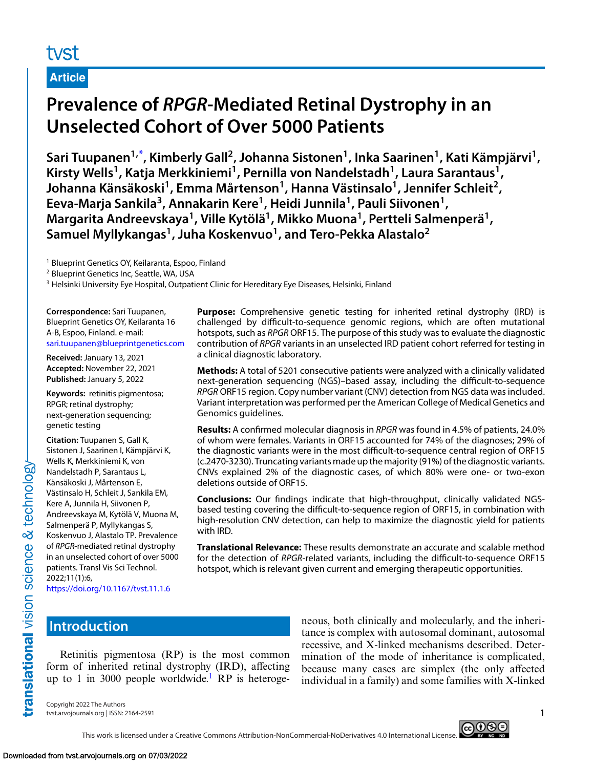Article

# Prevalence of *RPGR*-Mediated Retinal Dystrophy in an Unselected Cohort of Over 5000 Patients

**Sari Tuupanen[1,*], Kimberly Gall[2], Johanna Sistonen[1], Inka Saarinen[1], Kati Kämpjärvi[1], Kirsty Wells[1], Katja Merkkiniemi[1], Pernilla von Nandelstadh[1], Laura Sarantaus[1], Johanna Känsäkoski[1], Emma Mårtenson[1], Hanna Västinsalo[1], Jennifer Schleit[2], Eeva-Marja Sankila[3], Annakarin Kere[1], Heidi Junnila[1], Pauli Siivonen[1], Margarita Andreevskaya[1], Ville Kytölä[1], Mikko Muona[1], Pertteli Salmenperä[1], Samuel Myllykangas[1], Juha Koskenvuo[1], and Tero-Pekka Alastalo[2]**

[1] Blueprint Genetics OY, Keilaranta, Espoo, Finland
[2] Blueprint Genetics Inc, Seattle, WA, USA
[3] Helsinki University Eye Hospital, Outpatient Clinic for Hereditary Eye Diseases, Helsinki, Finland

**Correspondence:** Sari Tuupanen, Blueprint Genetics OY, Keilaranta 16 A-B, Espoo, Finland. e-mail: sari.tuupanen@blueprintgenetics.com

**Received:** January 13, 2021
**Accepted:** November 22, 2021
**Published:** January 5, 2022

**Keywords:** retinitis pigmentosa; RPGR; retinal dystrophy; next-generation sequencing; genetic testing

**Citation:** Tuupanen S, Gall K, Sistonen J, Saarinen I, Kämpjärvi K, Wells K, Merkkiniemi K, von Nandelstadh P, Sarantaus L, Känsäkoski J, Mårtenson E, Västinsalo H, Schleit J, Sankila EM, Kere A, Junnila H, Siivonen P, Andreevskaya M, Kytölä V, Muona M, Salmenperä P, Myllykangas S, Koskenvuo J, Alastalo TP. Prevalence of *RPGR*-mediated retinal dystrophy in an unselected cohort of over 5000 patients. Transl Vis Sci Technol. 2022;11(1):6, https://doi.org/10.1167/tvst.11.1.6

**Purpose:** Comprehensive genetic testing for inherited retinal dystrophy (IRD) is challenged by difficult-to-sequence genomic regions, which are often mutational hotspots, such as *RPGR* ORF15. The purpose of this study was to evaluate the diagnostic contribution of *RPGR* variants in an unselected IRD patient cohort referred for testing in a clinical diagnostic laboratory.

**Methods:** A total of 5201 consecutive patients were analyzed with a clinically validated next-generation sequencing (NGS)–based assay, including the difficult-to-sequence *RPGR* ORF15 region. Copy number variant (CNV) detection from NGS data was included. Variant interpretation was performed per the American College of Medical Genetics and Genomics guidelines.

**Results:** A confirmed molecular diagnosis in *RPGR* was found in 4.5% of patients, 24.0% of whom were females. Variants in ORF15 accounted for 74% of the diagnoses; 29% of the diagnostic variants were in the most difficult-to-sequence central region of ORF15 (c.2470-3230). Truncating variants made up the majority (91%) of the diagnostic variants. CNVs explained 2% of the diagnostic cases, of which 80% were one- or two-exon deletions outside of ORF15.

**Conclusions:** Our findings indicate that high-throughput, clinically validated NGS-based testing covering the difficult-to-sequence region of ORF15, in combination with high-resolution CNV detection, can help to maximize the diagnostic yield for patients with IRD.

**Translational Relevance:** These results demonstrate an accurate and scalable method for the detection of *RPGR*-related variants, including the difficult-to-sequence ORF15 hotspot, which is relevant given current and emerging therapeutic opportunities.

## Introduction

Retinitis pigmentosa (RP) is the most common form of inherited retinal dystrophy (IRD), affecting up to 1 in 3000 people worldwide.[1] RP is heterogeneous, both clinically and molecularly, and the inheritance is complex with autosomal dominant, autosomal recessive, and X-linked mechanisms described. Determination of the mode of inheritance is complicated, because many cases are simplex (the only affected individual in a family) and some families with X-linked

Copyright 2022 The Authors

This work is licensed under a Creative Commons Attribution-NonCommercial-NoDerivatives 4.0 International License.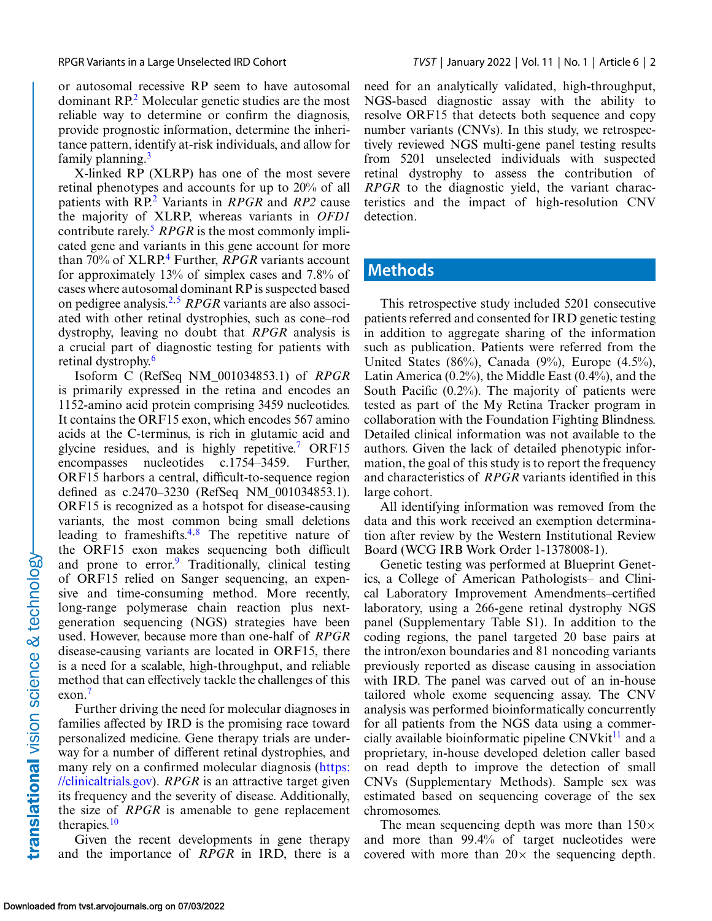or autosomal recessive RP seem to have autosomal dominant RP.[2] Molecular genetic studies are the most reliable way to determine or confirm the diagnosis, provide prognostic information, determine the inheritance pattern, identify at-risk individuals, and allow for family planning.[3]

X-linked RP (XLRP) has one of the most severe retinal phenotypes and accounts for up to 20% of all patients with RP.[2] Variants in *RPGR* and *RP2* cause the majority of XLRP, whereas variants in *OFD1* contribute rarely.[5] *RPGR* is the most commonly implicated gene and variants in this gene account for more than 70% of XLRP.[4] Further, *RPGR* variants account for approximately 13% of simplex cases and 7.8% of cases where autosomal dominant RP is suspected based on pedigree analysis.[2,5] *RPGR* variants are also associated with other retinal dystrophies, such as cone–rod dystrophy, leaving no doubt that *RPGR* analysis is a crucial part of diagnostic testing for patients with retinal dystrophy.[6]

Isoform C (RefSeq NM_001034853.1) of *RPGR* is primarily expressed in the retina and encodes an 1152-amino acid protein comprising 3459 nucleotides. It contains the ORF15 exon, which encodes 567 amino acids at the C-terminus, is rich in glutamic acid and glycine residues, and is highly repetitive.[7] ORF15 encompasses nucleotides c.1754–3459. Further, ORF15 harbors a central, difficult-to-sequence region defined as c.2470–3230 (RefSeq NM_001034853.1). ORF15 is recognized as a hotspot for disease-causing variants, the most common being small deletions leading to frameshifts.[4,8] The repetitive nature of the ORF15 exon makes sequencing both difficult and prone to error.[9] Traditionally, clinical testing of ORF15 relied on Sanger sequencing, an expensive and time-consuming method. More recently, long-range polymerase chain reaction plus next-generation sequencing (NGS) strategies have been used. However, because more than one-half of *RPGR* disease-causing variants are located in ORF15, there is a need for a scalable, high-throughput, and reliable method that can effectively tackle the challenges of this exon.[7]

Further driving the need for molecular diagnoses in families affected by IRD is the promising race toward personalized medicine. Gene therapy trials are underway for a number of different retinal dystrophies, and many rely on a confirmed molecular diagnosis (https://clinicaltrials.gov). *RPGR* is an attractive target given its frequency and the severity of disease. Additionally, the size of *RPGR* is amenable to gene replacement therapies.[10]

Given the recent developments in gene therapy and the importance of *RPGR* in IRD, there is a need for an analytically validated, high-throughput, NGS-based diagnostic assay with the ability to resolve ORF15 that detects both sequence and copy number variants (CNVs). In this study, we retrospectively reviewed NGS multi-gene panel testing results from 5201 unselected individuals with suspected retinal dystrophy to assess the contribution of *RPGR* to the diagnostic yield, the variant characteristics and the impact of high-resolution CNV detection.

## Methods

This retrospective study included 5201 consecutive patients referred and consented for IRD genetic testing in addition to aggregate sharing of the information such as publication. Patients were referred from the United States (86%), Canada (9%), Europe (4.5%), Latin America (0.2%), the Middle East (0.4%), and the South Pacific (0.2%). The majority of patients were tested as part of the My Retina Tracker program in collaboration with the Foundation Fighting Blindness. Detailed clinical information was not available to the authors. Given the lack of detailed phenotypic information, the goal of this study is to report the frequency and characteristics of *RPGR* variants identified in this large cohort.

All identifying information was removed from the data and this work received an exemption determination after review by the Western Institutional Review Board (WCG IRB Work Order 1-1378008-1).

Genetic testing was performed at Blueprint Genetics, a College of American Pathologists– and Clinical Laboratory Improvement Amendments–certified laboratory, using a 266-gene retinal dystrophy NGS panel (Supplementary Table S1). In addition to the coding regions, the panel targeted 20 base pairs at the intron/exon boundaries and 81 noncoding variants previously reported as disease causing in association with IRD. The panel was carved out of an in-house tailored whole exome sequencing assay. The CNV analysis was performed bioinformatically concurrently for all patients from the NGS data using a commercially available bioinformatic pipeline CNVkit[11] and a proprietary, in-house developed deletion caller based on read depth to improve the detection of small CNVs (Supplementary Methods). Sample sex was estimated based on sequencing coverage of the sex chromosomes.

The mean sequencing depth was more than 150× and more than 99.4% of target nucleotides were covered with more than 20× the sequencing depth.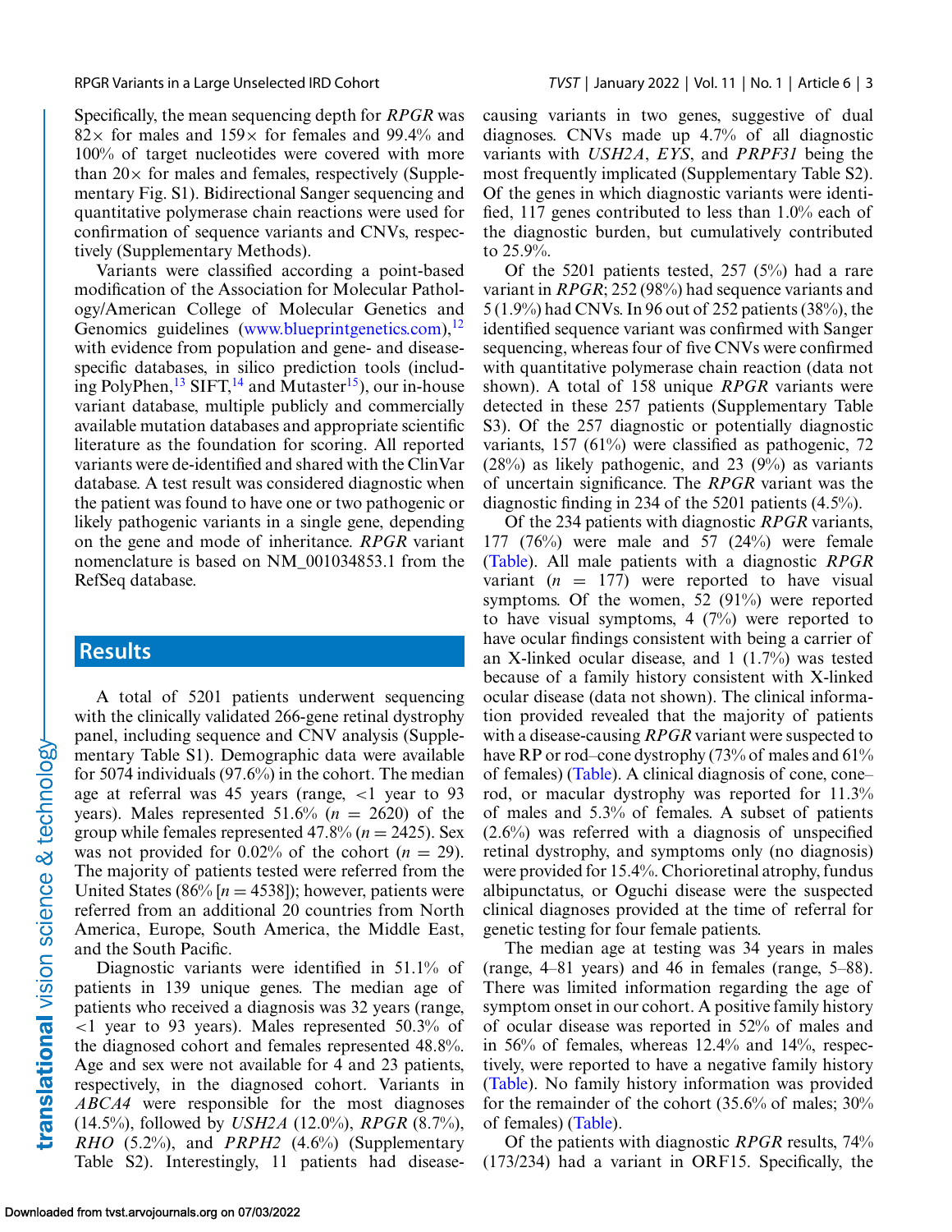Specifically, the mean sequencing depth for *RPGR* was 82× for males and 159× for females and 99.4% and 100% of target nucleotides were covered with more than 20× for males and females, respectively (Supplementary Fig. S1). Bidirectional Sanger sequencing and quantitative polymerase chain reactions were used for confirmation of sequence variants and CNVs, respectively (Supplementary Methods).

Variants were classified according a point-based modification of the Association for Molecular Pathology/American College of Molecular Genetics and Genomics guidelines (www.blueprintgenetics.com),[12] with evidence from population and gene- and disease-specific databases, in silico prediction tools (including PolyPhen,[13] SIFT,[14] and Mutaster[15]), our in-house variant database, multiple publicly and commercially available mutation databases and appropriate scientific literature as the foundation for scoring. All reported variants were de-identified and shared with the ClinVar database. A test result was considered diagnostic when the patient was found to have one or two pathogenic or likely pathogenic variants in a single gene, depending on the gene and mode of inheritance. *RPGR* variant nomenclature is based on NM_001034853.1 from the RefSeq database.

## Results

A total of 5201 patients underwent sequencing with the clinically validated 266-gene retinal dystrophy panel, including sequence and CNV analysis (Supplementary Table S1). Demographic data were available for 5074 individuals (97.6%) in the cohort. The median age at referral was 45 years (range, <1 year to 93 years). Males represented 51.6% ($n$ = 2620) of the group while females represented 47.8% ($n$ = 2425). Sex was not provided for 0.02% of the cohort ($n$ = 29). The majority of patients tested were referred from the United States (86% [$n$ = 4538]); however, patients were referred from an additional 20 countries from North America, Europe, South America, the Middle East, and the South Pacific.

Diagnostic variants were identified in 51.1% of patients in 139 unique genes. The median age of patients who received a diagnosis was 32 years (range, <1 year to 93 years). Males represented 50.3% of the diagnosed cohort and females represented 48.8%. Age and sex were not available for 4 and 23 patients, respectively, in the diagnosed cohort. Variants in *ABCA4* were responsible for the most diagnoses (14.5%), followed by *USH2A* (12.0%), *RPGR* (8.7%), *RHO* (5.2%), and *PRPH2* (4.6%) (Supplementary Table S2). Interestingly, 11 patients had disease-causing variants in two genes, suggestive of dual diagnoses. CNVs made up 4.7% of all diagnostic variants with *USH2A*, *EYS*, and *PRPF31* being the most frequently implicated (Supplementary Table S2). Of the genes in which diagnostic variants were identified, 117 genes contributed to less than 1.0% each of the diagnostic burden, but cumulatively contributed to 25.9%.

Of the 5201 patients tested, 257 (5%) had a rare variant in *RPGR*; 252 (98%) had sequence variants and 5 (1.9%) had CNVs. In 96 out of 252 patients (38%), the identified sequence variant was confirmed with Sanger sequencing, whereas four of five CNVs were confirmed with quantitative polymerase chain reaction (data not shown). A total of 158 unique *RPGR* variants were detected in these 257 patients (Supplementary Table S3). Of the 257 diagnostic or potentially diagnostic variants, 157 (61%) were classified as pathogenic, 72 (28%) as likely pathogenic, and 23 (9%) as variants of uncertain significance. The *RPGR* variant was the diagnostic finding in 234 of the 5201 patients (4.5%).

Of the 234 patients with diagnostic *RPGR* variants, 177 (76%) were male and 57 (24%) were female (Table). All male patients with a diagnostic *RPGR* variant ($n$ = 177) were reported to have visual symptoms. Of the women, 52 (91%) were reported to have visual symptoms, 4 (7%) were reported to have ocular findings consistent with being a carrier of an X-linked ocular disease, and 1 (1.7%) was tested because of a family history consistent with X-linked ocular disease (data not shown). The clinical information provided revealed that the majority of patients with a disease-causing *RPGR* variant were suspected to have RP or rod–cone dystrophy (73% of males and 61% of females) (Table). A clinical diagnosis of cone, cone–rod, or macular dystrophy was reported for 11.3% of males and 5.3% of females. A subset of patients (2.6%) was referred with a diagnosis of unspecified retinal dystrophy, and symptoms only (no diagnosis) were provided for 15.4%. Chorioretinal atrophy, fundus albipunctatus, or Oguchi disease were the suspected clinical diagnoses provided at the time of referral for genetic testing for four female patients.

The median age at testing was 34 years in males (range, 4–81 years) and 46 in females (range, 5–88). There was limited information regarding the age of symptom onset in our cohort. A positive family history of ocular disease was reported in 52% of males and in 56% of females, whereas 12.4% and 14%, respectively, were reported to have a negative family history (Table). No family history information was provided for the remainder of the cohort (35.6% of males; 30% of females) (Table).

Of the patients with diagnostic *RPGR* results, 74% (173/234) had a variant in ORF15. Specifically, the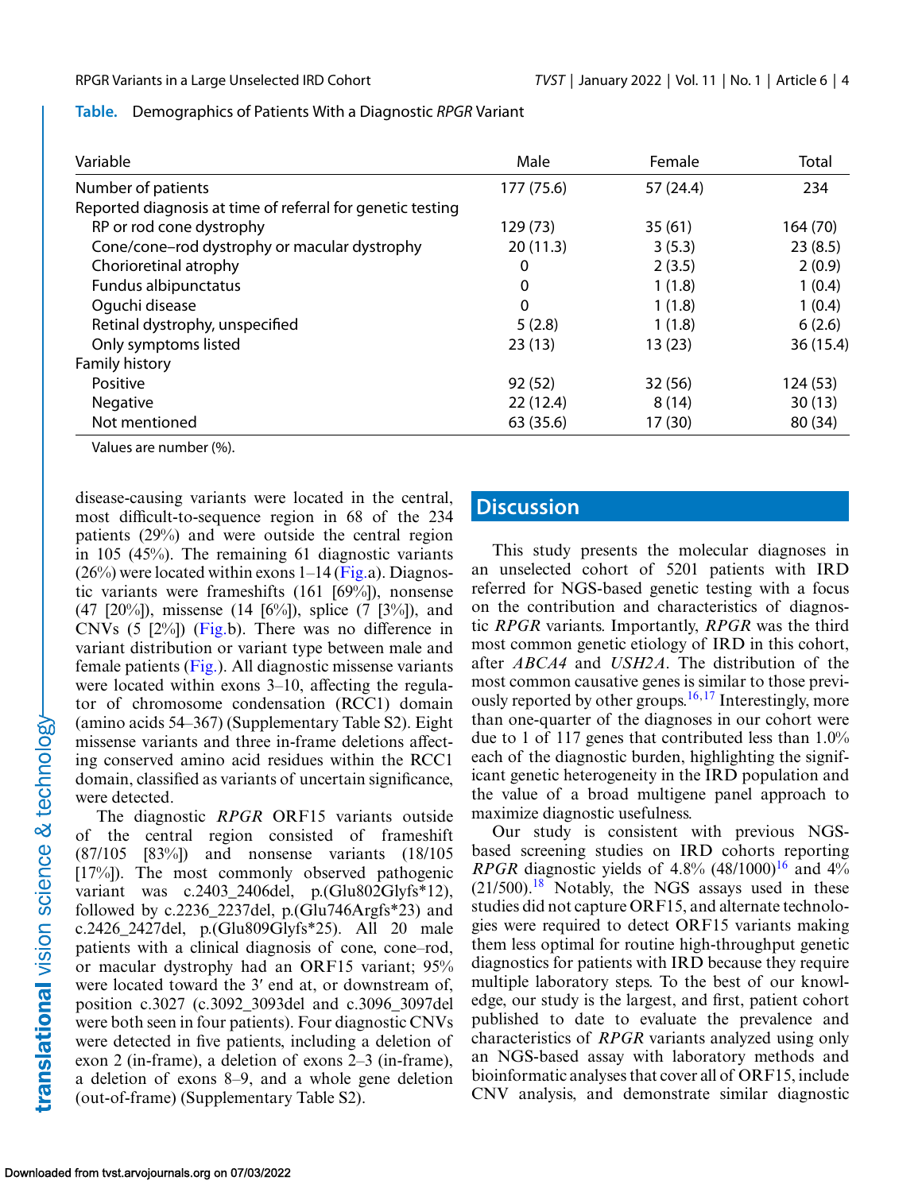**Table.** Demographics of Patients With a Diagnostic *RPGR* Variant

| Variable | Male | Female | Total |
|---|---|---|---|
| Number of patients | 177 (75.6) | 57 (24.4) | 234 |
| Reported diagnosis at time of referral for genetic testing | | | |
| RP or rod cone dystrophy | 129 (73) | 35 (61) | 164 (70) |
| Cone/cone–rod dystrophy or macular dystrophy | 20 (11.3) | 3 (5.3) | 23 (8.5) |
| Chorioretinal atrophy | 0 | 2 (3.5) | 2 (0.9) |
| Fundus albipunctatus | 0 | 1 (1.8) | 1 (0.4) |
| Oguchi disease | 0 | 1 (1.8) | 1 (0.4) |
| Retinal dystrophy, unspecified | 5 (2.8) | 1 (1.8) | 6 (2.6) |
| Only symptoms listed | 23 (13) | 13 (23) | 36 (15.4) |
| Family history | | | |
| Positive | 92 (52) | 32 (56) | 124 (53) |
| Negative | 22 (12.4) | 8 (14) | 30 (13) |
| Not mentioned | 63 (35.6) | 17 (30) | 80 (34) |

Values are number (%).

disease-causing variants were located in the central, most difficult-to-sequence region in 68 of the 234 patients (29%) and were outside the central region in 105 (45%). The remaining 61 diagnostic variants (26%) were located within exons 1–14 (Fig.a). Diagnostic variants were frameshifts (161 [69%]), nonsense (47 [20%]), missense (14 [6%]), splice (7 [3%]), and CNVs (5 [2%]) (Fig.b). There was no difference in variant distribution or variant type between male and female patients (Fig.). All diagnostic missense variants were located within exons 3–10, affecting the regulator of chromosome condensation (RCC1) domain (amino acids 54–367) (Supplementary Table S2). Eight missense variants and three in-frame deletions affecting conserved amino acid residues within the RCC1 domain, classified as variants of uncertain significance, were detected.

The diagnostic *RPGR* ORF15 variants outside of the central region consisted of frameshift (87/105 [83%]) and nonsense variants (18/105 [17%]). The most commonly observed pathogenic variant was c.2403_2406del, p.(Glu802Glyfs*12), followed by c.2236_2237del, p.(Glu746Argfs*23) and c.2426_2427del, p.(Glu809Glyfs*25). All 20 male patients with a clinical diagnosis of cone, cone–rod, or macular dystrophy had an ORF15 variant; 95% were located toward the 3′ end at, or downstream of, position c.3027 (c.3092_3093del and c.3096_3097del were both seen in four patients). Four diagnostic CNVs were detected in five patients, including a deletion of exon 2 (in-frame), a deletion of exons 2–3 (in-frame), a deletion of exons 8–9, and a whole gene deletion (out-of-frame) (Supplementary Table S2).

## Discussion

This study presents the molecular diagnoses in an unselected cohort of 5201 patients with IRD referred for NGS-based genetic testing with a focus on the contribution and characteristics of diagnostic *RPGR* variants. Importantly, *RPGR* was the third most common genetic etiology of IRD in this cohort, after *ABCA4* and *USH2A*. The distribution of the most common causative genes is similar to those previously reported by other groups.[16,17] Interestingly, more than one-quarter of the diagnoses in our cohort were due to 1 of 117 genes that contributed less than 1.0% each of the diagnostic burden, highlighting the significant genetic heterogeneity in the IRD population and the value of a broad multigene panel approach to maximize diagnostic usefulness.

Our study is consistent with previous NGS-based screening studies on IRD cohorts reporting *RPGR* diagnostic yields of 4.8% (48/1000)[16] and 4% (21/500).[18] Notably, the NGS assays used in these studies did not capture ORF15, and alternate technologies were required to detect ORF15 variants making them less optimal for routine high-throughput genetic diagnostics for patients with IRD because they require multiple laboratory steps. To the best of our knowledge, our study is the largest, and first, patient cohort published to date to evaluate the prevalence and characteristics of *RPGR* variants analyzed using only an NGS-based assay with laboratory methods and bioinformatic analyses that cover all of ORF15, include CNV analysis, and demonstrate similar diagnostic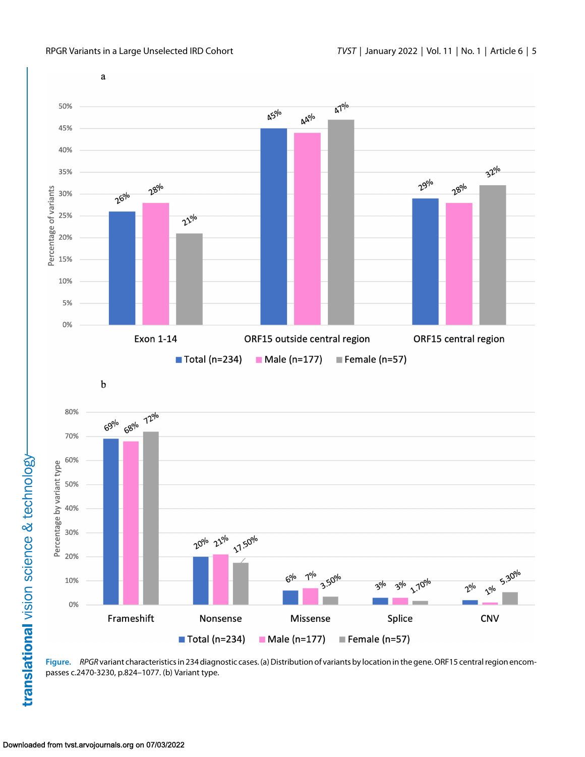**Figure.** *RPGR* variant characteristics in 234 diagnostic cases. (a) Distribution of variants by location in the gene. ORF15 central region encompasses c.2470-3230, p.824–1077. (b) Variant type.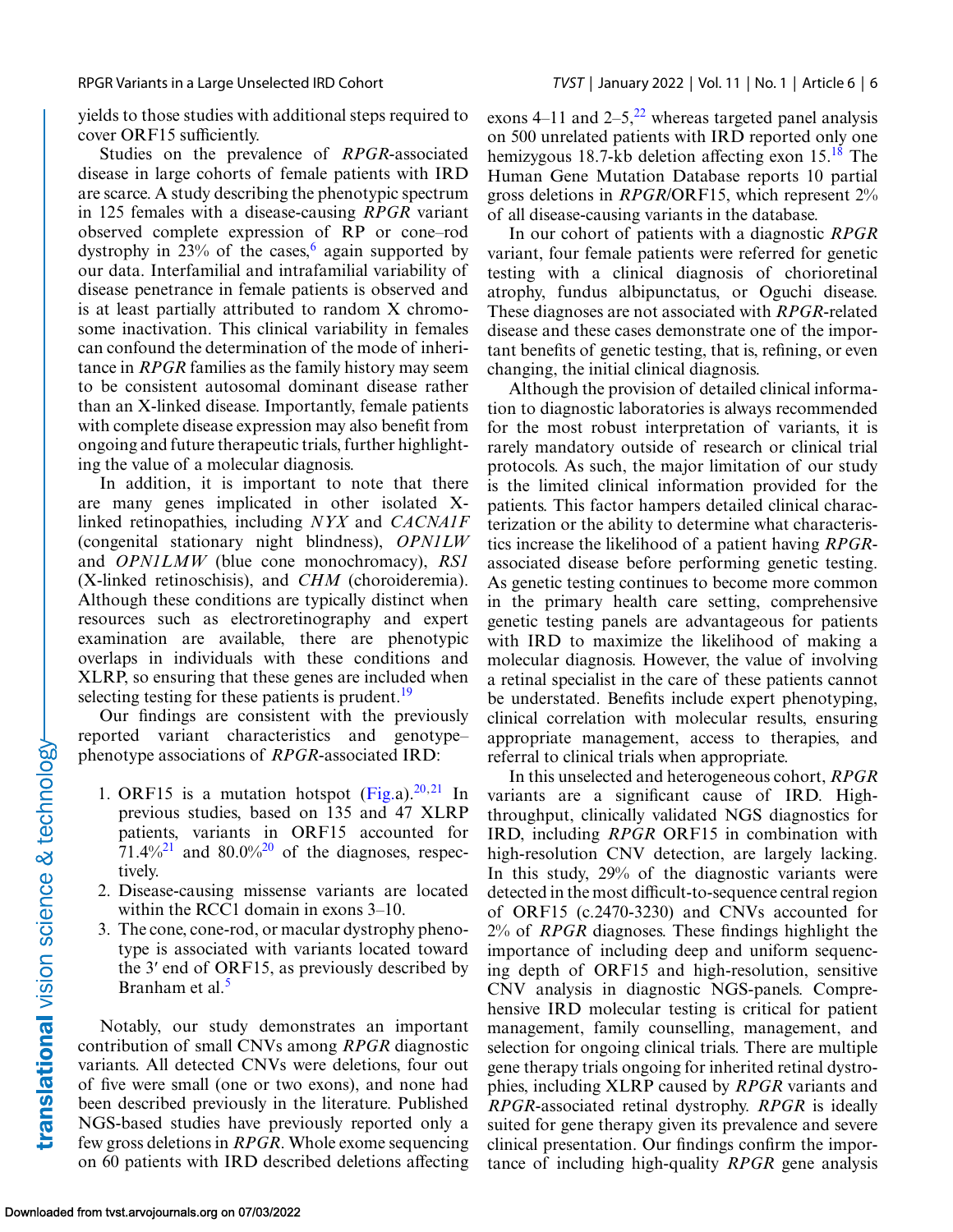yields to those studies with additional steps required to cover ORF15 sufficiently.

Studies on the prevalence of *RPGR*-associated disease in large cohorts of female patients with IRD are scarce. A study describing the phenotypic spectrum in 125 females with a disease-causing *RPGR* variant observed complete expression of RP or cone–rod dystrophy in 23% of the cases,[6] again supported by our data. Interfamilial and intrafamilial variability of disease penetrance in female patients is observed and is at least partially attributed to random X chromosome inactivation. This clinical variability in females can confound the determination of the mode of inheritance in *RPGR* families as the family history may seem to be consistent autosomal dominant disease rather than an X-linked disease. Importantly, female patients with complete disease expression may also benefit from ongoing and future therapeutic trials, further highlighting the value of a molecular diagnosis.

In addition, it is important to note that there are many genes implicated in other isolated X-linked retinopathies, including *NYX* and *CACNA1F* (congenital stationary night blindness), *OPN1LW* and *OPN1LMW* (blue cone monochromacy), *RS1* (X-linked retinoschisis), and *CHM* (choroideremia). Although these conditions are typically distinct when resources such as electroretinography and expert examination are available, there are phenotypic overlaps in individuals with these conditions and XLRP, so ensuring that these genes are included when selecting testing for these patients is prudent.[19]

Our findings are consistent with the previously reported variant characteristics and genotype–phenotype associations of *RPGR*-associated IRD:

1. ORF15 is a mutation hotspot (Fig.a).[20,21] In previous studies, based on 135 and 47 XLRP patients, variants in ORF15 accounted for 71.4%[21] and 80.0%[20] of the diagnoses, respectively.
2. Disease-causing missense variants are located within the RCC1 domain in exons 3–10.
3. The cone, cone-rod, or macular dystrophy phenotype is associated with variants located toward the 3′ end of ORF15, as previously described by Branham et al.[5]

Notably, our study demonstrates an important contribution of small CNVs among *RPGR* diagnostic variants. All detected CNVs were deletions, four out of five were small (one or two exons), and none had been described previously in the literature. Published NGS-based studies have previously reported only a few gross deletions in *RPGR*. Whole exome sequencing on 60 patients with IRD described deletions affecting exons 4–11 and 2–5,[22] whereas targeted panel analysis on 500 unrelated patients with IRD reported only one hemizygous 18.7-kb deletion affecting exon 15.[18] The Human Gene Mutation Database reports 10 partial gross deletions in *RPGR*/ORF15, which represent 2% of all disease-causing variants in the database.

In our cohort of patients with a diagnostic *RPGR* variant, four female patients were referred for genetic testing with a clinical diagnosis of chorioretinal atrophy, fundus albipunctatus, or Oguchi disease. These diagnoses are not associated with *RPGR*-related disease and these cases demonstrate one of the important benefits of genetic testing, that is, refining, or even changing, the initial clinical diagnosis.

Although the provision of detailed clinical information to diagnostic laboratories is always recommended for the most robust interpretation of variants, it is rarely mandatory outside of research or clinical trial protocols. As such, the major limitation of our study is the limited clinical information provided for the patients. This factor hampers detailed clinical characterization or the ability to determine what characteristics increase the likelihood of a patient having *RPGR*-associated disease before performing genetic testing. As genetic testing continues to become more common in the primary health care setting, comprehensive genetic testing panels are advantageous for patients with IRD to maximize the likelihood of making a molecular diagnosis. However, the value of involving a retinal specialist in the care of these patients cannot be understated. Benefits include expert phenotyping, clinical correlation with molecular results, ensuring appropriate management, access to therapies, and referral to clinical trials when appropriate.

In this unselected and heterogeneous cohort, *RPGR* variants are a significant cause of IRD. High-throughput, clinically validated NGS diagnostics for IRD, including *RPGR* ORF15 in combination with high-resolution CNV detection, are largely lacking. In this study, 29% of the diagnostic variants were detected in the most difficult-to-sequence central region of ORF15 (c.2470-3230) and CNVs accounted for 2% of *RPGR* diagnoses. These findings highlight the importance of including deep and uniform sequencing depth of ORF15 and high-resolution, sensitive CNV analysis in diagnostic NGS-panels. Comprehensive IRD molecular testing is critical for patient management, family counselling, management, and selection for ongoing clinical trials. There are multiple gene therapy trials ongoing for inherited retinal dystrophies, including XLRP caused by *RPGR* variants and *RPGR*-associated retinal dystrophy. *RPGR* is ideally suited for gene therapy given its prevalence and severe clinical presentation. Our findings confirm the importance of including high-quality *RPGR* gene analysis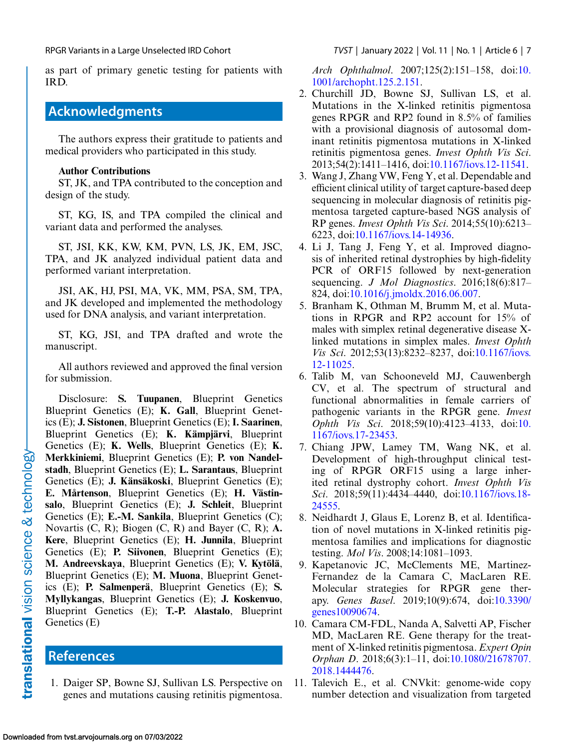as part of primary genetic testing for patients with IRD.

## Acknowledgments

The authors express their gratitude to patients and medical providers who participated in this study.

**Author Contributions**

ST, JK, and TPA contributed to the conception and design of the study.

ST, KG, IS, and TPA compiled the clinical and variant data and performed the analyses.

ST, JSI, KK, KW, KM, PVN, LS, JK, EM, JSC, TPA, and JK analyzed individual patient data and performed variant interpretation.

JSI, AK, HJ, PSI, MA, VK, MM, PSA, SM, TPA, and JK developed and implemented the methodology used for DNA analysis, and variant interpretation.

ST, KG, JSI, and TPA drafted and wrote the manuscript.

All authors reviewed and approved the final version for submission.

Disclosure: **S. Tuupanen**, Blueprint Genetics Blueprint Genetics (E); **K. Gall**, Blueprint Genetics (E); **J. Sistonen**, Blueprint Genetics (E); **I. Saarinen**, Blueprint Genetics (E); **K. Kämpjärvi**, Blueprint Genetics (E); **K. Wells**, Blueprint Genetics (E); **K. Merkkiniemi**, Blueprint Genetics (E); **P. von Nandelstadh**, Blueprint Genetics (E); **L. Sarantaus**, Blueprint Genetics (E); **J. Känsäkoski**, Blueprint Genetics (E); **E. Mårtenson**, Blueprint Genetics (E); **H. Västinsalo**, Blueprint Genetics (E); **J. Schleit**, Blueprint Genetics (E); **E.-M. Sankila**, Blueprint Genetics (C); Novartis (C, R); Biogen (C, R) and Bayer (C, R); **A. Kere**, Blueprint Genetics (E); **H. Junnila**, Blueprint Genetics (E); **P. Siivonen**, Blueprint Genetics (E); **M. Andreevskaya**, Blueprint Genetics (E); **V. Kytölä**, Blueprint Genetics (E); **M. Muona**, Blueprint Genetics (E); **P. Salmenperä**, Blueprint Genetics (E); **S. Myllykangas**, Blueprint Genetics (E); **J. Koskenvuo**, Blueprint Genetics (E); **T.-P. Alastalo**, Blueprint Genetics (E)

## References

1. Daiger SP, Bowne SJ, Sullivan LS. Perspective on genes and mutations causing retinitis pigmentosa. *Arch Ophthalmol*. 2007;125(2):151–158, doi:10.1001/archopht.125.2.151.
2. Churchill JD, Bowne SJ, Sullivan LS, et al. Mutations in the X-linked retinitis pigmentosa genes RPGR and RP2 found in 8.5% of families with a provisional diagnosis of autosomal dominant retinitis pigmentosa mutations in X-linked retinitis pigmentosa genes. *Invest Ophth Vis Sci*. 2013;54(2):1411–1416, doi:10.1167/iovs.12-11541.
3. Wang J, Zhang VW, Feng Y, et al. Dependable and efficient clinical utility of target capture-based deep sequencing in molecular diagnosis of retinitis pigmentosa targeted capture-based NGS analysis of RP genes. *Invest Ophth Vis Sci*. 2014;55(10):6213–6223, doi:10.1167/iovs.14-14936.
4. Li J, Tang J, Feng Y, et al. Improved diagnosis of inherited retinal dystrophies by high-fidelity PCR of ORF15 followed by next-generation sequencing. *J Mol Diagnostics*. 2016;18(6):817–824, doi:10.1016/j.jmoldx.2016.06.007.
5. Branham K, Othman M, Brumm M, et al. Mutations in RPGR and RP2 account for 15% of males with simplex retinal degenerative disease X-linked mutations in simplex males. *Invest Ophth Vis Sci*. 2012;53(13):8232–8237, doi:10.1167/iovs.12-11025.
6. Talib M, van Schooneveld MJ, Cauwenbergh CV, et al. The spectrum of structural and functional abnormalities in female carriers of pathogenic variants in the RPGR gene. *Invest Ophth Vis Sci*. 2018;59(10):4123–4133, doi:10.1167/iovs.17-23453.
7. Chiang JPW, Lamey TM, Wang NK, et al. Development of high-throughput clinical testing of RPGR ORF15 using a large inherited retinal dystrophy cohort. *Invest Ophth Vis Sci*. 2018;59(11):4434–4440, doi:10.1167/iovs.18-24555.
8. Neidhardt J, Glaus E, Lorenz B, et al. Identification of novel mutations in X-linked retinitis pigmentosa families and implications for diagnostic testing. *Mol Vis*. 2008;14:1081–1093.
9. Kapetanovic JC, McClements ME, Martinez-Fernandez de la Camara C, MacLaren RE. Molecular strategies for RPGR gene therapy. *Genes Basel*. 2019;10(9):674, doi:10.3390/genes10090674.
10. Camara CM-FDL, Nanda A, Salvetti AP, Fischer MD, MacLaren RE. Gene therapy for the treatment of X-linked retinitis pigmentosa. *Expert Opin Orphan D*. 2018;6(3):1–11, doi:10.1080/21678707.2018.1444476.
11. Talevich E., et al. CNVkit: genome-wide copy number detection and visualization from targeted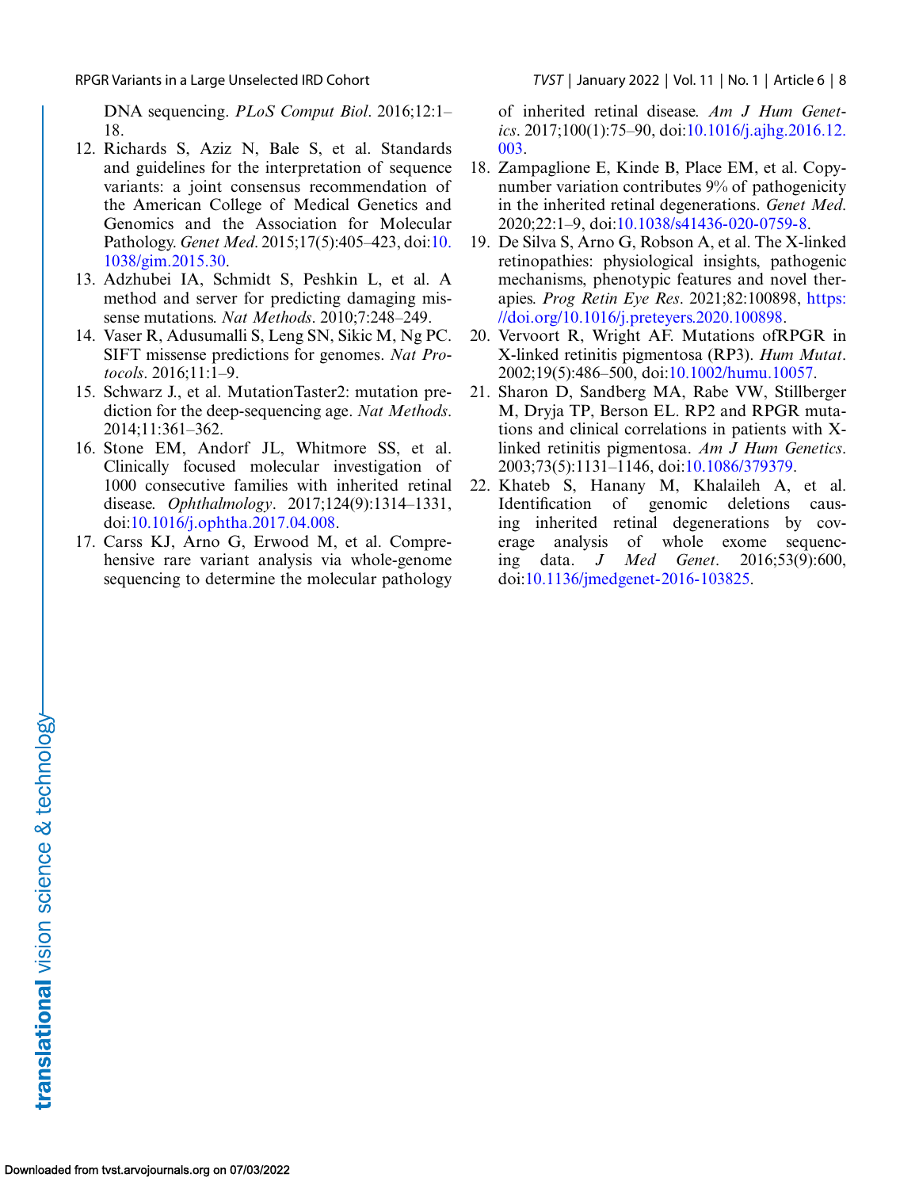DNA sequencing. *PLoS Comput Biol*. 2016;12:1–18.

12. Richards S, Aziz N, Bale S, et al. Standards and guidelines for the interpretation of sequence variants: a joint consensus recommendation of the American College of Medical Genetics and Genomics and the Association for Molecular Pathology. *Genet Med*. 2015;17(5):405–423, doi:10.1038/gim.2015.30.
13. Adzhubei IA, Schmidt S, Peshkin L, et al. A method and server for predicting damaging missense mutations. *Nat Methods*. 2010;7:248–249.
14. Vaser R, Adusumalli S, Leng SN, Sikic M, Ng PC. SIFT missense predictions for genomes. *Nat Protocols*. 2016;11:1–9.
15. Schwarz J., et al. MutationTaster2: mutation prediction for the deep-sequencing age. *Nat Methods*. 2014;11:361–362.
16. Stone EM, Andorf JL, Whitmore SS, et al. Clinically focused molecular investigation of 1000 consecutive families with inherited retinal disease. *Ophthalmology*. 2017;124(9):1314–1331, doi:10.1016/j.ophtha.2017.04.008.
17. Carss KJ, Arno G, Erwood M, et al. Comprehensive rare variant analysis via whole-genome sequencing to determine the molecular pathology of inherited retinal disease. *Am J Hum Genetics*. 2017;100(1):75–90, doi:10.1016/j.ajhg.2016.12.003.
18. Zampaglione E, Kinde B, Place EM, et al. Copy-number variation contributes 9% of pathogenicity in the inherited retinal degenerations. *Genet Med*. 2020;22:1–9, doi:10.1038/s41436-020-0759-8.
19. De Silva S, Arno G, Robson A, et al. The X-linked retinopathies: physiological insights, pathogenic mechanisms, phenotypic features and novel therapies. *Prog Retin Eye Res*. 2021;82:100898, https://doi.org/10.1016/j.preteyers.2020.100898.
20. Vervoort R, Wright AF. Mutations ofRPGR in X-linked retinitis pigmentosa (RP3). *Hum Mutat*. 2002;19(5):486–500, doi:10.1002/humu.10057.
21. Sharon D, Sandberg MA, Rabe VW, Stillberger M, Dryja TP, Berson EL. RP2 and RPGR mutations and clinical correlations in patients with X-linked retinitis pigmentosa. *Am J Hum Genetics*. 2003;73(5):1131–1146, doi:10.1086/379379.
22. Khateb S, Hanany M, Khalaileh A, et al. Identification of genomic deletions causing inherited retinal degenerations by coverage analysis of whole exome sequencing data. *J Med Genet*. 2016;53(9):600, doi:10.1136/jmedgenet-2016-103825.